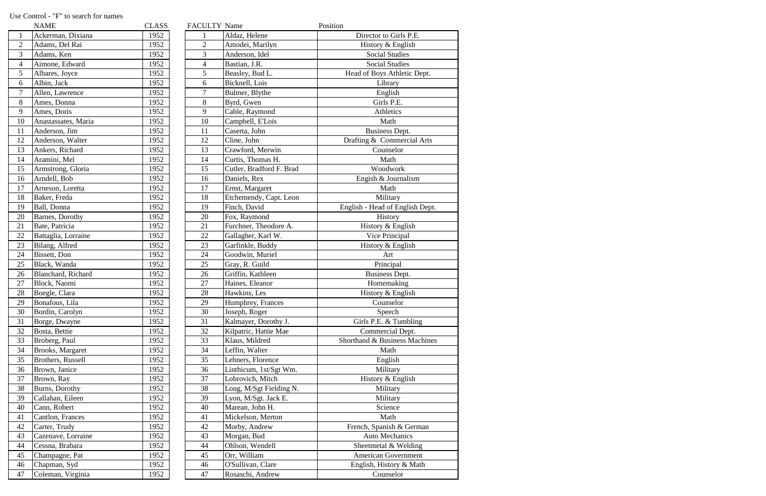Use Control - "F" to search for names

| | NAME | CLASS |
|---|---|---|
| 1 | Ackerman, Dixiana | 1952 |
| 2 | Adams, Del Rai | 1952 |
| 3 | Adams, Ken | 1952 |
| 4 | Aimone, Edward | 1952 |
| 5 | Albares, Joyce | 1952 |
| 6 | Albin, Jack | 1952 |
| 7 | Allen, Lawrence | 1952 |
| 8 | Ames, Donna | 1952 |
| 9 | Ames, Doris | 1952 |
| 10 | Anastassates, Maria | 1952 |
| 11 | Anderson, Jim | 1952 |
| 12 | Anderson, Walter | 1952 |
| 13 | Ankers, Richard | 1952 |
| 14 | Aramini, Mel | 1952 |
| 15 | Armstrong, Gloria | 1952 |
| 16 | Arndell, Bob | 1952 |
| 17 | Arneson, Loretta | 1952 |
| 18 | Baker, Freda | 1952 |
| 19 | Ball, Donna | 1952 |
| 20 | Barnes, Dorothy | 1952 |
| 21 | Bate, Patricia | 1952 |
| 22 | Battaglia, Lorraine | 1952 |
| 23 | Bilang, Alfred | 1952 |
| 24 | Bissett, Don | 1952 |
| 25 | Black, Wanda | 1952 |
| 26 | Blanchard, Richard | 1952 |
| 27 | Block, Naomi | 1952 |
| 28 | Boegle, Clara | 1952 |
| 29 | Bonafous, Lila | 1952 |
| 30 | Bordin, Carolyn | 1952 |
| 31 | Borge, Dwayne | 1952 |
| 32 | Bosta, Bettie | 1952 |
| 33 | Broberg, Paul | 1952 |
| 34 | Brooks, Margaret | 1952 |
| 35 | Brothers, Russell | 1952 |
| 36 | Brown, Janice | 1952 |
| 37 | Brown, Ray | 1952 |
| 38 | Burns, Dorothy | 1952 |
| 39 | Callahan, Eileen | 1952 |
| 40 | Cann, Robert | 1952 |
| 41 | Cantlon, Frances | 1952 |
| 42 | Carter, Trudy | 1952 |
| 43 | Cazenave, Lorraine | 1952 |
| 44 | Cessna, Brabara | 1952 |
| 45 | Champagne, Pat | 1952 |
| 46 | Chapman, Syd | 1952 |
| 47 | Coleman, Virginia | 1952 |

| FACULTY | Name | Position |
|---|---|---|
| 1 | Aldaz, Helene | Director to Girls P.E. |
| 2 | Amodei, Marilyn | History & English |
| 3 | Anderson, Idel | Social Studies |
| 4 | Bastian, J.R. | Social Studies |
| 5 | Beasley, Bud L. | Head of Boys Athletic Dept. |
| 6 | Bicknell, Lois | Library |
| 7 | Bulmer, Blythe | English |
| 8 | Byrd, Gwen | Girls P.E. |
| 9 | Cable, Raymond | Athletics |
| 10 | Campbell, E'Lois | Math |
| 11 | Caserta, John | Business Dept. |
| 12 | Cline, John | Drafting & Commercial Arts |
| 13 | Crawford, Merwin | Counselor |
| 14 | Curtis, Thomas H. | Math |
| 15 | Cutler, Bradford F. Brad | Woodwork |
| 16 | Daniels, Rex | Engish & Journalism |
| 17 | Ernst, Margaret | Math |
| 18 | Etchemendy, Capt. Leon | Military |
| 19 | Finch, David | English - Head of English Dept. |
| 20 | Fox, Raymond | History |
| 21 | Furchner, Theodore A. | History & English |
| 22 | Gallagher, Karl W. | Vice Principal |
| 23 | Garfinkle, Buddy | History & English |
| 24 | Goodwin, Muriel | Art |
| 25 | Gray, R. Guild | Principal |
| 26 | Griffin, Kathleen | Business Dept. |
| 27 | Haines, Eleanor | Homemaking |
| 28 | Hawkins, Les | History & English |
| 29 | Humphrey, Frances | Counselor |
| 30 | Joseph, Roger | Speech |
| 31 | Kalmayer, Dorothy J. | Girls P.E. & Tumbling |
| 32 | Kilpatric, Hattie Mae | Commercial Dept. |
| 33 | Klaus, Mildred | Shorthand & Business Machines |
| 34 | Leffin, Walter | Math |
| 35 | Lehners, Florence | English |
| 36 | Linthicum, 1st/Sgt Wm. | Military |
| 37 | Lobrovich, Mitch | History & English |
| 38 | Long, M/Sgt Fielding N. | Military |
| 39 | Lyon, M/Sgt. Jack E. | Military |
| 40 | Marean, John H. | Science |
| 41 | Mickelson, Merton | Math |
| 42 | Morby, Andrew | French, Spanish & German |
| 43 | Morgan, Bud | Auto Mechanics |
| 44 | Ohlson, Wendell | Sheetmetal & Welding |
| 45 | Orr, William | American Government |
| 46 | O'Sullivan, Clare | English, History & Math |
| 47 | Rosaschi, Andrew | Counselor |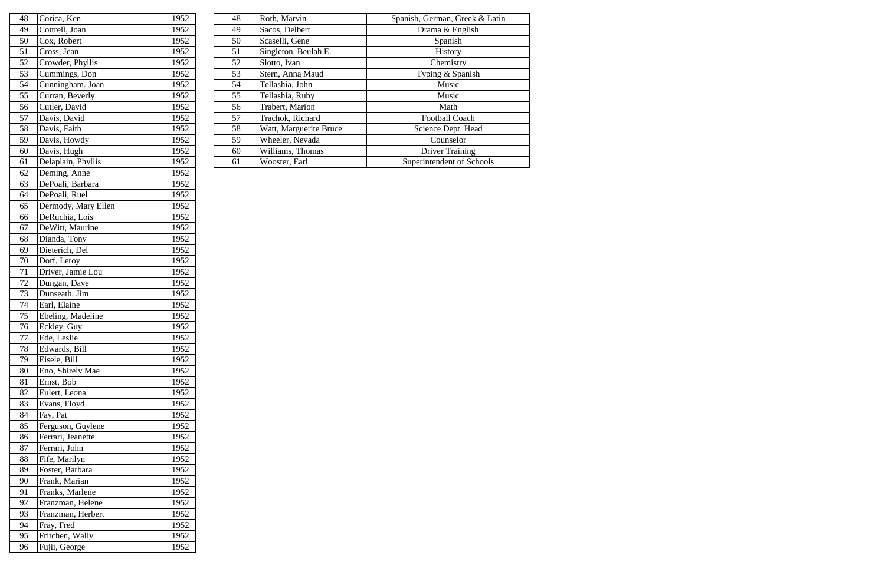| | | |
|---|---|---|
| 48 | Corica, Ken | 1952 |
| 49 | Cottrell, Joan | 1952 |
| 50 | Cox, Robert | 1952 |
| 51 | Cross, Jean | 1952 |
| 52 | Crowder, Phyllis | 1952 |
| 53 | Cummings, Don | 1952 |
| 54 | Cunningham. Joan | 1952 |
| 55 | Curran, Beverly | 1952 |
| 56 | Cutler, David | 1952 |
| 57 | Davis, David | 1952 |
| 58 | Davis, Faith | 1952 |
| 59 | Davis, Howdy | 1952 |
| 60 | Davis, Hugh | 1952 |
| 61 | Delaplain, Phyllis | 1952 |
| 62 | Deming, Anne | 1952 |
| 63 | DePoali, Barbara | 1952 |
| 64 | DePoali, Ruel | 1952 |
| 65 | Dermody, Mary Ellen | 1952 |
| 66 | DeRuchia, Lois | 1952 |
| 67 | DeWitt, Maurine | 1952 |
| 68 | Dianda, Tony | 1952 |
| 69 | Dieterich, Del | 1952 |
| 70 | Dorf, Leroy | 1952 |
| 71 | Driver, Jamie Lou | 1952 |
| 72 | Dungan, Dave | 1952 |
| 73 | Dunseath, Jim | 1952 |
| 74 | Earl, Elaine | 1952 |
| 75 | Ebeling, Madeline | 1952 |
| 76 | Eckley, Guy | 1952 |
| 77 | Ede, Leslie | 1952 |
| 78 | Edwards, Bill | 1952 |
| 79 | Eisele, Bill | 1952 |
| 80 | Eno, Shirely Mae | 1952 |
| 81 | Ernst, Bob | 1952 |
| 82 | Eulert, Leona | 1952 |
| 83 | Evans, Floyd | 1952 |
| 84 | Fay, Pat | 1952 |
| 85 | Ferguson, Guylene | 1952 |
| 86 | Ferrari, Jeanette | 1952 |
| 87 | Ferrari, John | 1952 |
| 88 | Fife, Marilyn | 1952 |
| 89 | Foster, Barbara | 1952 |
| 90 | Frank, Marian | 1952 |
| 91 | Franks, Marlene | 1952 |
| 92 | Franzman, Helene | 1952 |
| 93 | Franzman, Herbert | 1952 |
| 94 | Fray, Fred | 1952 |
| 95 | Fritchen, Wally | 1952 |
| 96 | Fujii, George | 1952 |

| | | |
|---|---|---|
| 48 | Roth, Marvin | Spanish, German, Greek & Latin |
| 49 | Sacos, Delbert | Drama & English |
| 50 | Scaselli, Gene | Spanish |
| 51 | Singleton, Beulah E. | History |
| 52 | Slotto, Ivan | Chemistry |
| 53 | Stern, Anna Maud | Typing & Spanish |
| 54 | Tellashia, John | Music |
| 55 | Tellashia, Ruby | Music |
| 56 | Trabert, Marion | Math |
| 57 | Trachok, Richard | Football Coach |
| 58 | Watt, Marguerite Bruce | Science Dept. Head |
| 59 | Wheeler, Nevada | Counselor |
| 60 | Williams, Thomas | Driver Training |
| 61 | Wooster, Earl | Superintendent of Schools |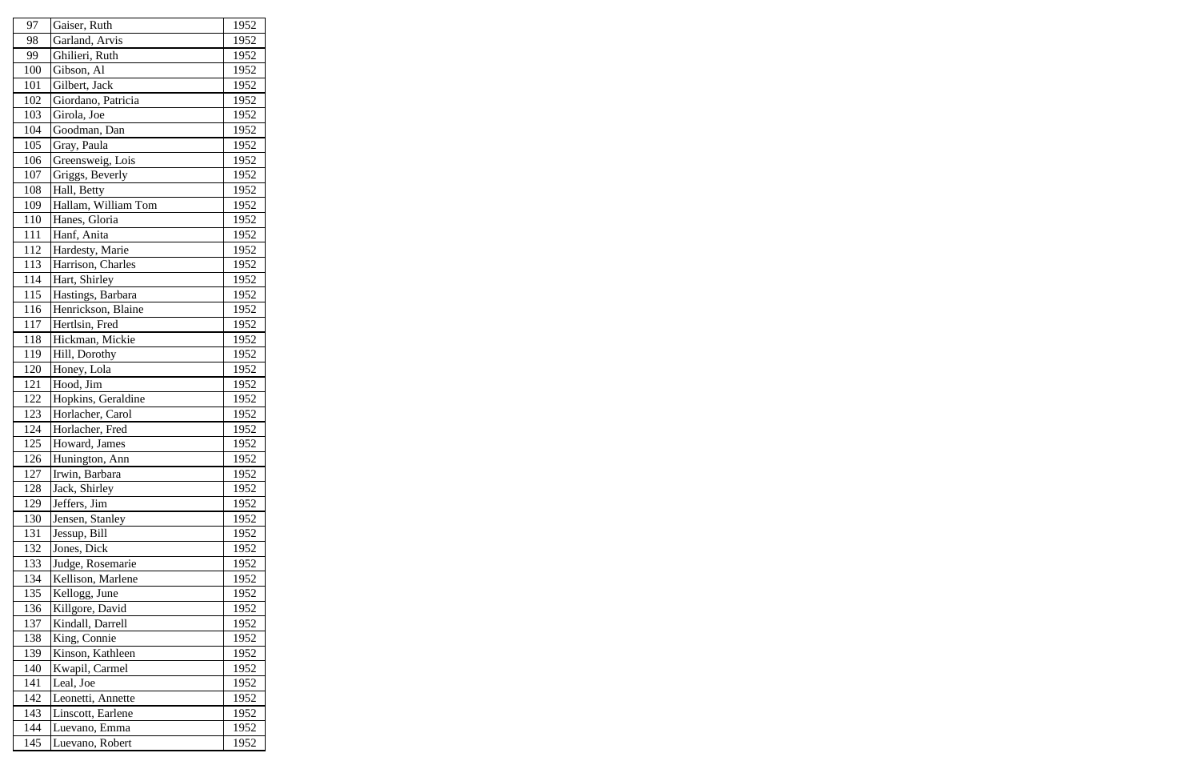| 97 | Gaiser, Ruth | 1952 |
|---|---|---|
| 98 | Garland, Arvis | 1952 |
| 99 | Ghilieri, Ruth | 1952 |
| 100 | Gibson, Al | 1952 |
| 101 | Gilbert, Jack | 1952 |
| 102 | Giordano, Patricia | 1952 |
| 103 | Girola, Joe | 1952 |
| 104 | Goodman, Dan | 1952 |
| 105 | Gray, Paula | 1952 |
| 106 | Greensweig, Lois | 1952 |
| 107 | Griggs, Beverly | 1952 |
| 108 | Hall, Betty | 1952 |
| 109 | Hallam, William Tom | 1952 |
| 110 | Hanes, Gloria | 1952 |
| 111 | Hanf, Anita | 1952 |
| 112 | Hardesty, Marie | 1952 |
| 113 | Harrison, Charles | 1952 |
| 114 | Hart, Shirley | 1952 |
| 115 | Hastings, Barbara | 1952 |
| 116 | Henrickson, Blaine | 1952 |
| 117 | Hertlsin, Fred | 1952 |
| 118 | Hickman, Mickie | 1952 |
| 119 | Hill, Dorothy | 1952 |
| 120 | Honey, Lola | 1952 |
| 121 | Hood, Jim | 1952 |
| 122 | Hopkins, Geraldine | 1952 |
| 123 | Horlacher, Carol | 1952 |
| 124 | Horlacher, Fred | 1952 |
| 125 | Howard, James | 1952 |
| 126 | Hunington, Ann | 1952 |
| 127 | Irwin, Barbara | 1952 |
| 128 | Jack, Shirley | 1952 |
| 129 | Jeffers, Jim | 1952 |
| 130 | Jensen, Stanley | 1952 |
| 131 | Jessup, Bill | 1952 |
| 132 | Jones, Dick | 1952 |
| 133 | Judge, Rosemarie | 1952 |
| 134 | Kellison, Marlene | 1952 |
| 135 | Kellogg, June | 1952 |
| 136 | Killgore, David | 1952 |
| 137 | Kindall, Darrell | 1952 |
| 138 | King, Connie | 1952 |
| 139 | Kinson, Kathleen | 1952 |
| 140 | Kwapil, Carmel | 1952 |
| 141 | Leal, Joe | 1952 |
| 142 | Leonetti, Annette | 1952 |
| 143 | Linscott, Earlene | 1952 |
| 144 | Luevano, Emma | 1952 |
| 145 | Luevano, Robert | 1952 |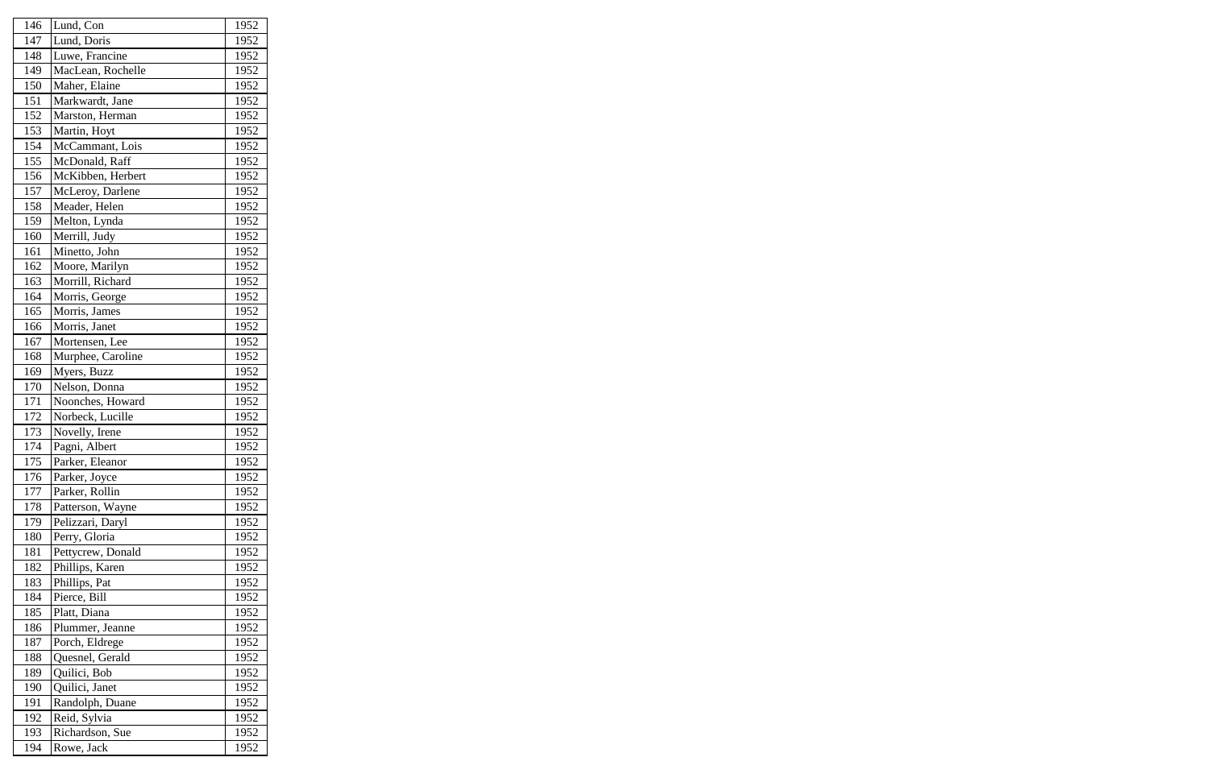| 146 | Lund, Con | 1952 |
|---|---|---|
| 147 | Lund, Doris | 1952 |
| 148 | Luwe, Francine | 1952 |
| 149 | MacLean, Rochelle | 1952 |
| 150 | Maher, Elaine | 1952 |
| 151 | Markwardt, Jane | 1952 |
| 152 | Marston, Herman | 1952 |
| 153 | Martin, Hoyt | 1952 |
| 154 | McCammant, Lois | 1952 |
| 155 | McDonald, Raff | 1952 |
| 156 | McKibben, Herbert | 1952 |
| 157 | McLeroy, Darlene | 1952 |
| 158 | Meader, Helen | 1952 |
| 159 | Melton, Lynda | 1952 |
| 160 | Merrill, Judy | 1952 |
| 161 | Minetto, John | 1952 |
| 162 | Moore, Marilyn | 1952 |
| 163 | Morrill, Richard | 1952 |
| 164 | Morris, George | 1952 |
| 165 | Morris, James | 1952 |
| 166 | Morris, Janet | 1952 |
| 167 | Mortensen, Lee | 1952 |
| 168 | Murphee, Caroline | 1952 |
| 169 | Myers, Buzz | 1952 |
| 170 | Nelson, Donna | 1952 |
| 171 | Noonches, Howard | 1952 |
| 172 | Norbeck, Lucille | 1952 |
| 173 | Novelly, Irene | 1952 |
| 174 | Pagni, Albert | 1952 |
| 175 | Parker, Eleanor | 1952 |
| 176 | Parker, Joyce | 1952 |
| 177 | Parker, Rollin | 1952 |
| 178 | Patterson, Wayne | 1952 |
| 179 | Pelizzari, Daryl | 1952 |
| 180 | Perry, Gloria | 1952 |
| 181 | Pettycrew, Donald | 1952 |
| 182 | Phillips, Karen | 1952 |
| 183 | Phillips, Pat | 1952 |
| 184 | Pierce, Bill | 1952 |
| 185 | Platt, Diana | 1952 |
| 186 | Plummer, Jeanne | 1952 |
| 187 | Porch, Eldrege | 1952 |
| 188 | Quesnel, Gerald | 1952 |
| 189 | Quilici, Bob | 1952 |
| 190 | Quilici, Janet | 1952 |
| 191 | Randolph, Duane | 1952 |
| 192 | Reid, Sylvia | 1952 |
| 193 | Richardson, Sue | 1952 |
| 194 | Rowe, Jack | 1952 |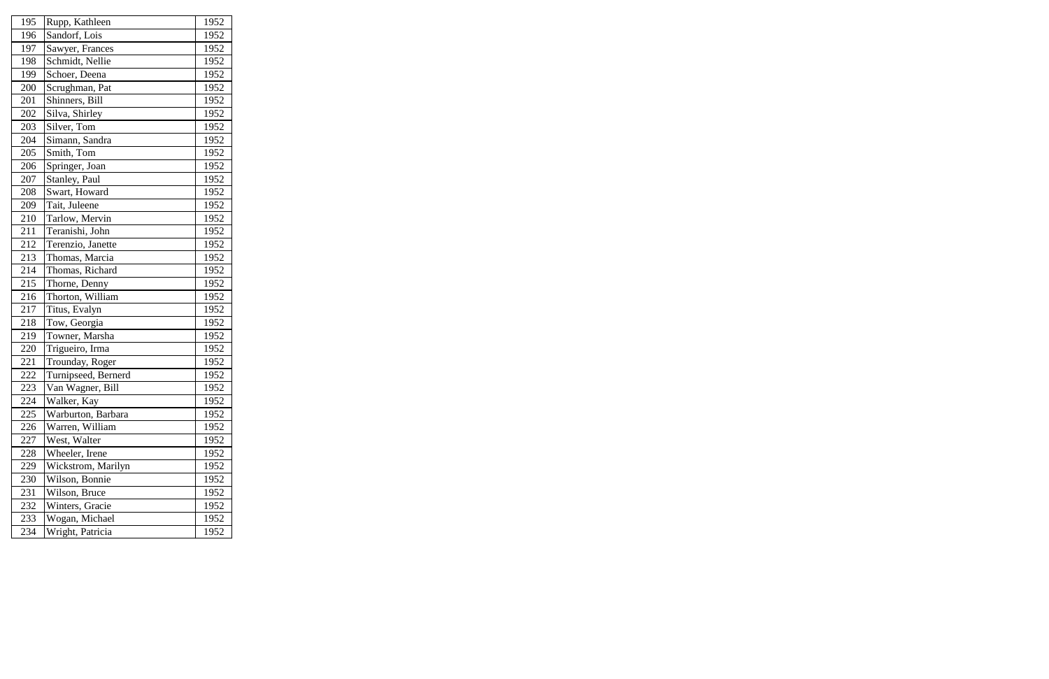| | | |
|---|---|---|
| 195 | Rupp, Kathleen | 1952 |
| 196 | Sandorf, Lois | 1952 |
| 197 | Sawyer, Frances | 1952 |
| 198 | Schmidt, Nellie | 1952 |
| 199 | Schoer, Deena | 1952 |
| 200 | Scrughman, Pat | 1952 |
| 201 | Shinners, Bill | 1952 |
| 202 | Silva, Shirley | 1952 |
| 203 | Silver, Tom | 1952 |
| 204 | Simann, Sandra | 1952 |
| 205 | Smith, Tom | 1952 |
| 206 | Springer, Joan | 1952 |
| 207 | Stanley, Paul | 1952 |
| 208 | Swart, Howard | 1952 |
| 209 | Tait, Juleene | 1952 |
| 210 | Tarlow, Mervin | 1952 |
| 211 | Teranishi, John | 1952 |
| 212 | Terenzio, Janette | 1952 |
| 213 | Thomas, Marcia | 1952 |
| 214 | Thomas, Richard | 1952 |
| 215 | Thorne, Denny | 1952 |
| 216 | Thorton, William | 1952 |
| 217 | Titus, Evalyn | 1952 |
| 218 | Tow, Georgia | 1952 |
| 219 | Towner, Marsha | 1952 |
| 220 | Trigueiro, Irma | 1952 |
| 221 | Trounday, Roger | 1952 |
| 222 | Turnipseed, Bernerd | 1952 |
| 223 | Van Wagner, Bill | 1952 |
| 224 | Walker, Kay | 1952 |
| 225 | Warburton, Barbara | 1952 |
| 226 | Warren, William | 1952 |
| 227 | West, Walter | 1952 |
| 228 | Wheeler, Irene | 1952 |
| 229 | Wickstrom, Marilyn | 1952 |
| 230 | Wilson, Bonnie | 1952 |
| 231 | Wilson, Bruce | 1952 |
| 232 | Winters, Gracie | 1952 |
| 233 | Wogan, Michael | 1952 |
| 234 | Wright, Patricia | 1952 |